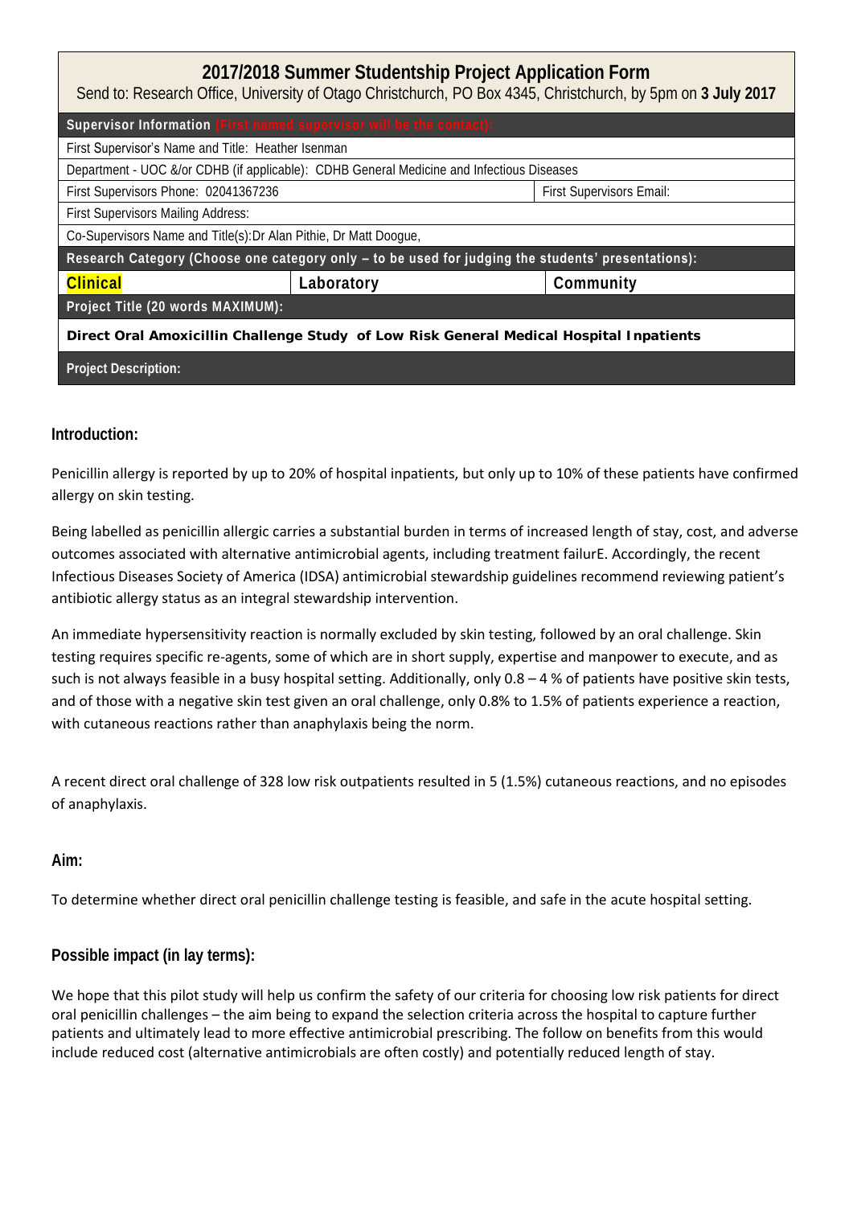# 2017/2018 Summer Studentship Project Application Form

Send to: Research Office, University of Otago Christchurch, PO Box 4345, Christchurch, by 5pm on **3 July 2017**

| **Supervisor Information** (First named supervisor will be the contact): | | |
|---|---|---|
| First Supervisor's Name and Title: Heather Isenman | | |
| Department - UOC &/or CDHB (if applicable): CDHB General Medicine and Infectious Diseases | | |
| First Supervisors Phone: 02041367236 | | First Supervisors Email: |
| First Supervisors Mailing Address: | | |
| Co-Supervisors Name and Title(s): Dr Alan Pithie, Dr Matt Doogue, | | |
| **Research Category (Choose one category only – to be used for judging the students' presentations):** | | |
| **Clinical** | **Laboratory** | **Community** |
| **Project Title (20 words MAXIMUM):** | | |
| **Direct Oral Amoxicillin Challenge Study of Low Risk General Medical Hospital Inpatients** | | |
| **Project Description:** | | |

## Introduction:

Penicillin allergy is reported by up to 20% of hospital inpatients, but only up to 10% of these patients have confirmed allergy on skin testing.

Being labelled as penicillin allergic carries a substantial burden in terms of increased length of stay, cost, and adverse outcomes associated with alternative antimicrobial agents, including treatment failurE. Accordingly, the recent Infectious Diseases Society of America (IDSA) antimicrobial stewardship guidelines recommend reviewing patient's antibiotic allergy status as an integral stewardship intervention.

An immediate hypersensitivity reaction is normally excluded by skin testing, followed by an oral challenge. Skin testing requires specific re-agents, some of which are in short supply, expertise and manpower to execute, and as such is not always feasible in a busy hospital setting. Additionally, only 0.8 – 4 % of patients have positive skin tests, and of those with a negative skin test given an oral challenge, only 0.8% to 1.5% of patients experience a reaction, with cutaneous reactions rather than anaphylaxis being the norm.

A recent direct oral challenge of 328 low risk outpatients resulted in 5 (1.5%) cutaneous reactions, and no episodes of anaphylaxis.

## Aim:

To determine whether direct oral penicillin challenge testing is feasible, and safe in the acute hospital setting.

## Possible impact (in lay terms):

We hope that this pilot study will help us confirm the safety of our criteria for choosing low risk patients for direct oral penicillin challenges – the aim being to expand the selection criteria across the hospital to capture further patients and ultimately lead to more effective antimicrobial prescribing. The follow on benefits from this would include reduced cost (alternative antimicrobials are often costly) and potentially reduced length of stay.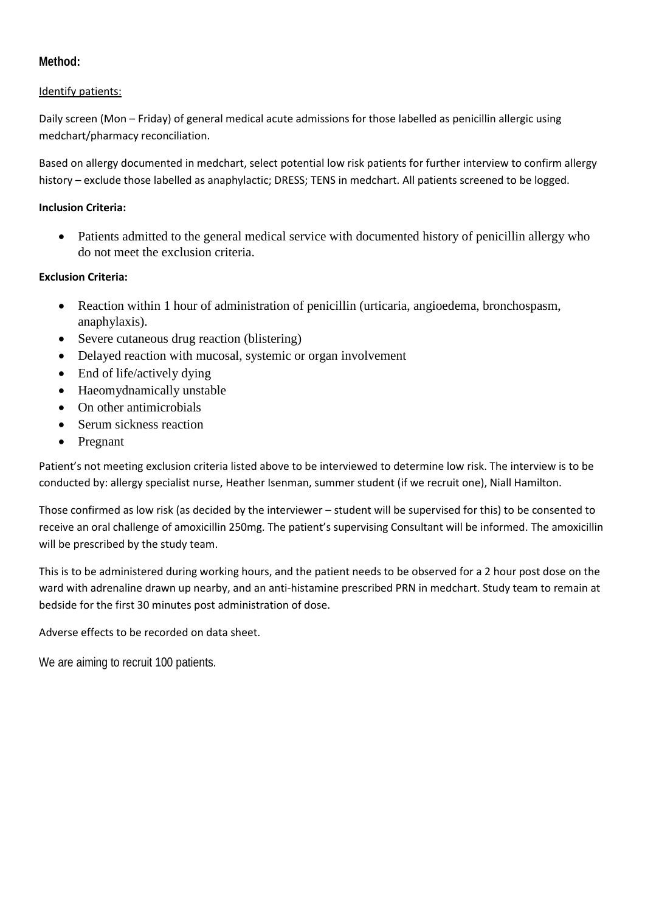## Method:

Identify patients:

Daily screen (Mon – Friday) of general medical acute admissions for those labelled as penicillin allergic using medchart/pharmacy reconciliation.

Based on allergy documented in medchart, select potential low risk patients for further interview to confirm allergy history – exclude those labelled as anaphylactic; DRESS; TENS in medchart. All patients screened to be logged.

**Inclusion Criteria:**

- Patients admitted to the general medical service with documented history of penicillin allergy who do not meet the exclusion criteria.

**Exclusion Criteria:**

- Reaction within 1 hour of administration of penicillin (urticaria, angioedema, bronchospasm, anaphylaxis).
- Severe cutaneous drug reaction (blistering)
- Delayed reaction with mucosal, systemic or organ involvement
- End of life/actively dying
- Haeomydnamically unstable
- On other antimicrobials
- Serum sickness reaction
- Pregnant

Patient's not meeting exclusion criteria listed above to be interviewed to determine low risk. The interview is to be conducted by: allergy specialist nurse, Heather Isenman, summer student (if we recruit one), Niall Hamilton.

Those confirmed as low risk (as decided by the interviewer – student will be supervised for this) to be consented to receive an oral challenge of amoxicillin 250mg. The patient's supervising Consultant will be informed. The amoxicillin will be prescribed by the study team.

This is to be administered during working hours, and the patient needs to be observed for a 2 hour post dose on the ward with adrenaline drawn up nearby, and an anti-histamine prescribed PRN in medchart. Study team to remain at bedside for the first 30 minutes post administration of dose.

Adverse effects to be recorded on data sheet.

We are aiming to recruit 100 patients.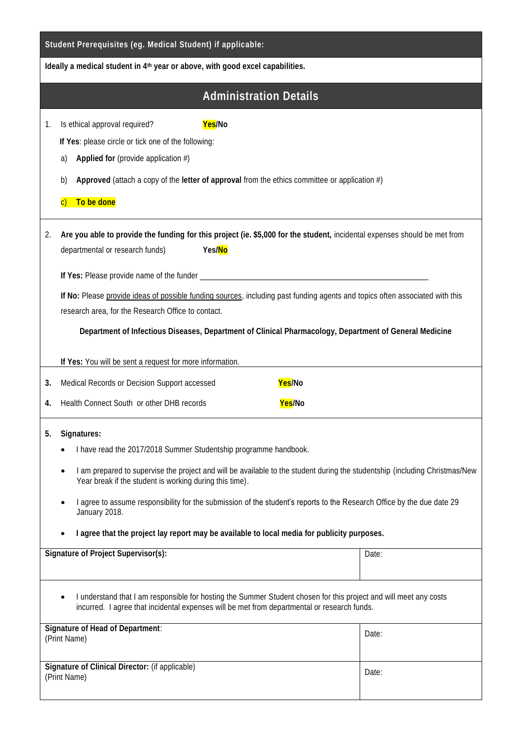**Student Prerequisites (eg. Medical Student) if applicable:**

**Ideally a medical student in 4th year or above, with good excel capabilities.**

## Administration Details

1. Is ethical approval required? **Yes/No**

   **If Yes**: please circle or tick one of the following:

   a) **Applied for** (provide application #)

   b) **Approved** (attach a copy of the **letter of approval** from the ethics committee or application #)

   c) **To be done**

2. **Are you able to provide the funding for this project (ie. $5,000 for the student,** incidental expenses should be met from departmental or research funds) **Yes/No**

   **If Yes:** Please provide name of the funder ____________________________________________________________

   **If No:** Please provide ideas of possible funding sources, including past funding agents and topics often associated with this research area, for the Research Office to contact.

   **Department of Infectious Diseases, Department of Clinical Pharmacology, Department of General Medicine**

   **If Yes:** You will be sent a request for more information.

3. Medical Records or Decision Support accessed **Yes/No**

4. Health Connect South or other DHB records **Yes/No**

5. **Signatures:**

   - I have read the 2017/2018 Summer Studentship programme handbook.
   - I am prepared to supervise the project and will be available to the student during the studentship (including Christmas/New Year break if the student is working during this time).
   - I agree to assume responsibility for the submission of the student's reports to the Research Office by the due date 29 January 2018.
   - **I agree that the project lay report may be available to local media for publicity purposes.**

| | |
|---|---|
| **Signature of Project Supervisor(s):** | Date: |

- I understand that I am responsible for hosting the Summer Student chosen for this project and will meet any costs incurred. I agree that incidental expenses will be met from departmental or research funds.

| | |
|---|---|
| **Signature of Head of Department**:<br>(Print Name) | Date: |
| **Signature of Clinical Director:** (if applicable)<br>(Print Name) | Date: |